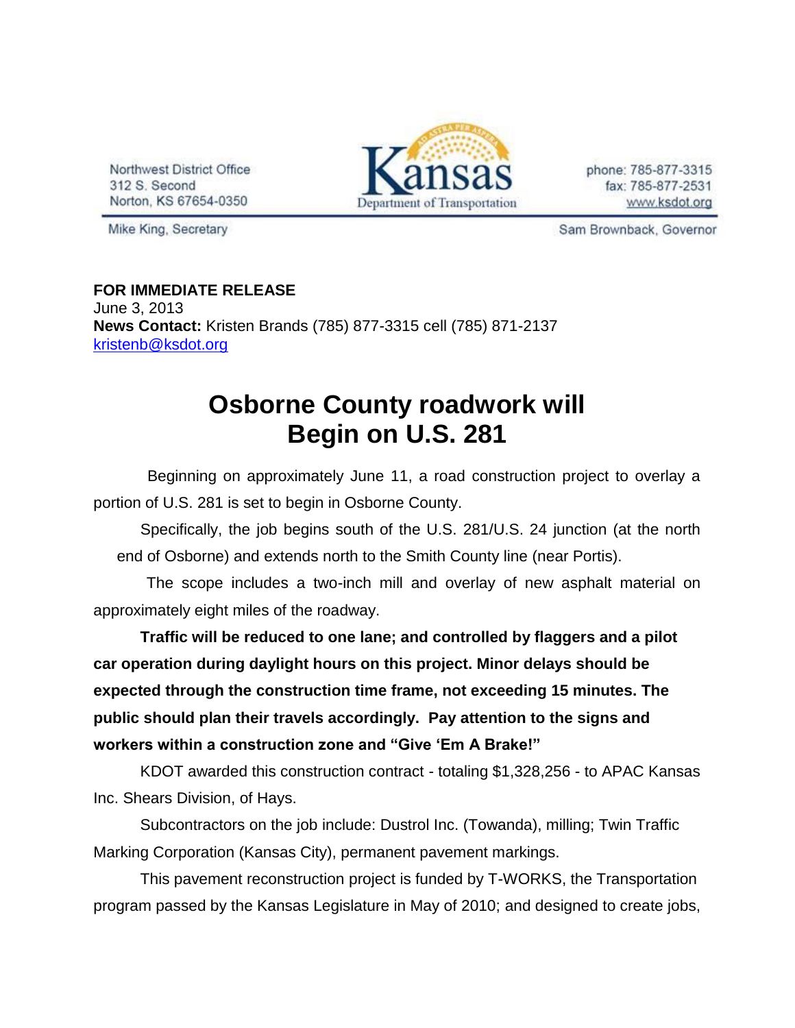Northwest District Office
312 S. Second
Norton, KS 67654-0350

Kansas Department of Transportation

phone: 785-877-3315
fax: 785-877-2531
www.ksdot.org

Mike King, Secretary

Sam Brownback, Governor

**FOR IMMEDIATE RELEASE**
June 3, 2013
**News Contact:** Kristen Brands (785) 877-3315 cell (785) 871-2137
kristenb@ksdot.org

# Osborne County roadwork will Begin on U.S. 281

Beginning on approximately June 11, a road construction project to overlay a portion of U.S. 281 is set to begin in Osborne County.

Specifically, the job begins south of the U.S. 281/U.S. 24 junction (at the north end of Osborne) and extends north to the Smith County line (near Portis).

The scope includes a two-inch mill and overlay of new asphalt material on approximately eight miles of the roadway.

**Traffic will be reduced to one lane; and controlled by flaggers and a pilot car operation during daylight hours on this project. Minor delays should be expected through the construction time frame, not exceeding 15 minutes. The public should plan their travels accordingly. Pay attention to the signs and workers within a construction zone and "Give 'Em A Brake!"**

KDOT awarded this construction contract - totaling $1,328,256 - to APAC Kansas Inc. Shears Division, of Hays.

Subcontractors on the job include: Dustrol Inc. (Towanda), milling; Twin Traffic Marking Corporation (Kansas City), permanent pavement markings.

This pavement reconstruction project is funded by T-WORKS, the Transportation program passed by the Kansas Legislature in May of 2010; and designed to create jobs,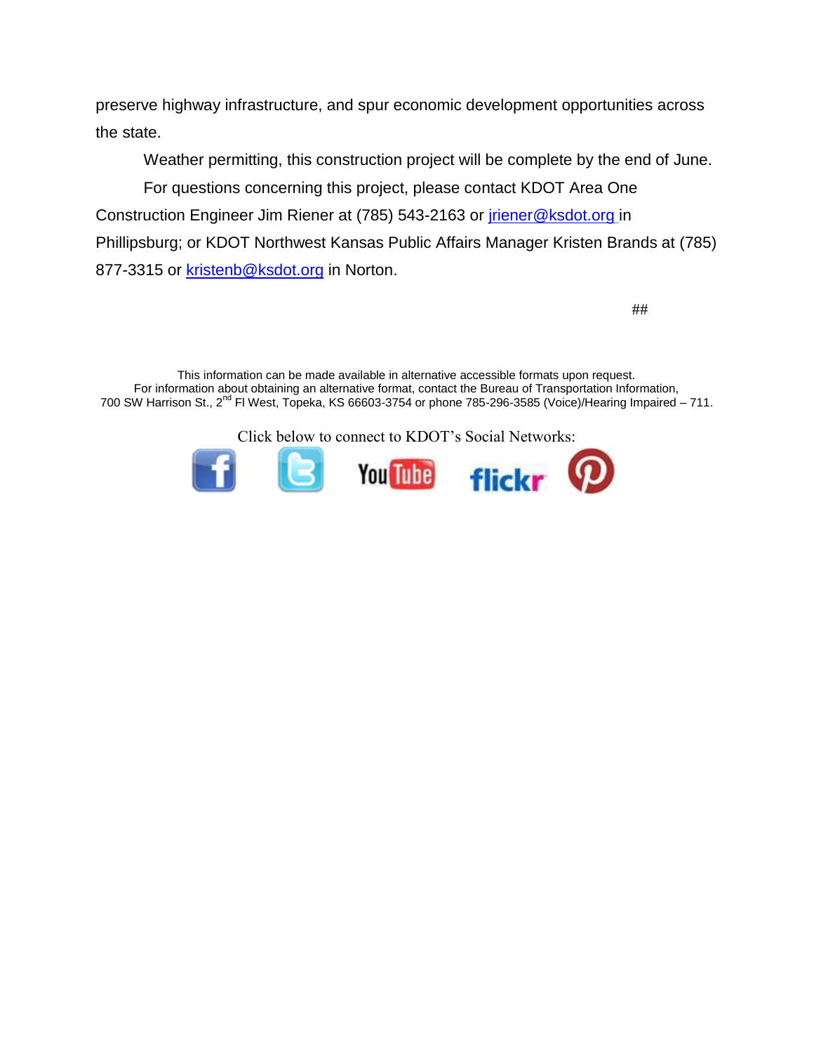preserve highway infrastructure, and spur economic development opportunities across the state.

Weather permitting, this construction project will be complete by the end of June.

For questions concerning this project, please contact KDOT Area One Construction Engineer Jim Riener at (785) 543-2163 or jriener@ksdot.org in Phillipsburg; or KDOT Northwest Kansas Public Affairs Manager Kristen Brands at (785) 877-3315 or kristenb@ksdot.org in Norton.

##

This information can be made available in alternative accessible formats upon request.
For information about obtaining an alternative format, contact the Bureau of Transportation Information,
700 SW Harrison St., 2nd Fl West, Topeka, KS 66603-3754 or phone 785-296-3585 (Voice)/Hearing Impaired – 711.

Click below to connect to KDOT's Social Networks: